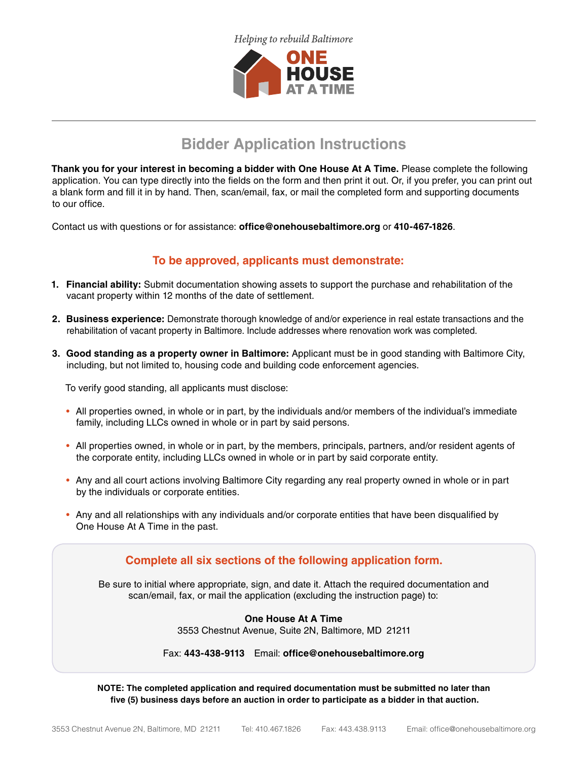*Helping to rebuild Baltimore*

**ONE HOUSE AT A TIME**

# Bidder Application Instructions

**Thank you for your interest in becoming a bidder with One House At A Time.** Please complete the following application. You can type directly into the fields on the form and then print it out. Or, if you prefer, you can print out a blank form and fill it in by hand. Then, scan/email, fax, or mail the completed form and supporting documents to our office.

Contact us with questions or for assistance: **office@onehousebaltimore.org** or **410-467-1826**.

## To be approved, applicants must demonstrate:

1. **Financial ability:** Submit documentation showing assets to support the purchase and rehabilitation of the vacant property within 12 months of the date of settlement.
2. **Business experience:** Demonstrate thorough knowledge of and/or experience in real estate transactions and the rehabilitation of vacant property in Baltimore. Include addresses where renovation work was completed.
3. **Good standing as a property owner in Baltimore:** Applicant must be in good standing with Baltimore City, including, but not limited to, housing code and building code enforcement agencies.

   To verify good standing, all applicants must disclose:

   - All properties owned, in whole or in part, by the individuals and/or members of the individual's immediate family, including LLCs owned in whole or in part by said persons.
   - All properties owned, in whole or in part, by the members, principals, partners, and/or resident agents of the corporate entity, including LLCs owned in whole or in part by said corporate entity.
   - Any and all court actions involving Baltimore City regarding any real property owned in whole or in part by the individuals or corporate entities.
   - Any and all relationships with any individuals and/or corporate entities that have been disqualified by One House At A Time in the past.

## Complete all six sections of the following application form.

Be sure to initial where appropriate, sign, and date it. Attach the required documentation and scan/email, fax, or mail the application (excluding the instruction page) to:

**One House At A Time**
3553 Chestnut Avenue, Suite 2N, Baltimore, MD 21211

Fax: **443-438-9113** Email: **office@onehousebaltimore.org**

**NOTE: The completed application and required documentation must be submitted no later than five (5) business days before an auction in order to participate as a bidder in that auction.**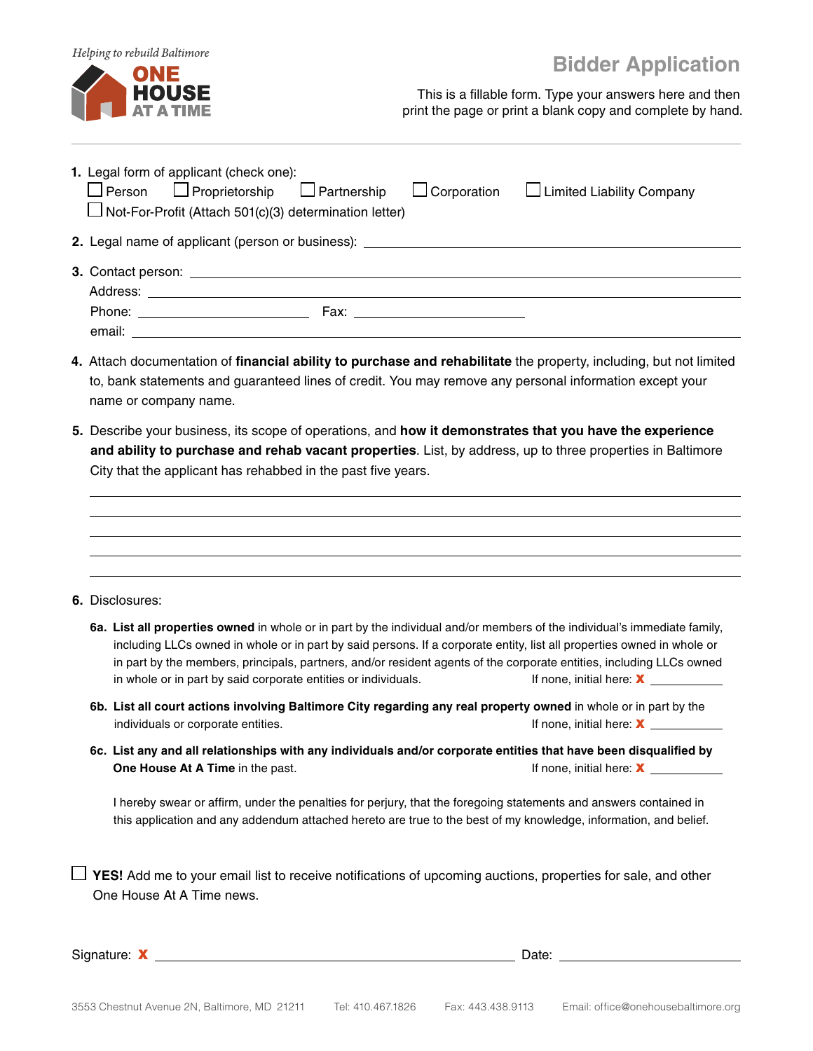Helping to rebuild Baltimore

**ONE HOUSE AT A TIME**

# Bidder Application

This is a fillable form. Type your answers here and then print the page or print a blank copy and complete by hand.

**1.** Legal form of applicant (check one):

☐ Person ☐ Proprietorship ☐ Partnership ☐ Corporation ☐ Limited Liability Company

☐ Not-For-Profit (Attach 501(c)(3) determination letter)

**2.** Legal name of applicant (person or business): ______________________________

**3.** Contact person: ______________________________

Address: ______________________________

Phone: ______________ Fax: ______________

email: ______________________________

**4.** Attach documentation of **financial ability to purchase and rehabilitate** the property, including, but not limited to, bank statements and guaranteed lines of credit. You may remove any personal information except your name or company name.

**5.** Describe your business, its scope of operations, and **how it demonstrates that you have the experience and ability to purchase and rehab vacant properties**. List, by address, up to three properties in Baltimore City that the applicant has rehabbed in the past five years.

______________________________

______________________________

______________________________

______________________________

______________________________

**6.** Disclosures:

**6a. List all properties owned** in whole or in part by the individual and/or members of the individual's immediate family, including LLCs owned in whole or in part by said persons. If a corporate entity, list all properties owned in whole or in part by the members, principals, partners, and/or resident agents of the corporate entities, including LLCs owned in whole or in part by said corporate entities or individuals. If none, initial here: **X** __________

**6b. List all court actions involving Baltimore City regarding any real property owned** in whole or in part by the individuals or corporate entities. If none, initial here: **X** __________

**6c. List any and all relationships with any individuals and/or corporate entities that have been disqualified by One House At A Time** in the past. If none, initial here: **X** __________

I hereby swear or affirm, under the penalties for perjury, that the foregoing statements and answers contained in this application and any addendum attached hereto are true to the best of my knowledge, information, and belief.

☐ **YES!** Add me to your email list to receive notifications of upcoming auctions, properties for sale, and other One House At A Time news.

Signature: **X** ______________________________ Date: ______________

3553 Chestnut Avenue 2N, Baltimore, MD 21211 Tel: 410.467.1826 Fax: 443.438.9113 Email: office@onehousebaltimore.org